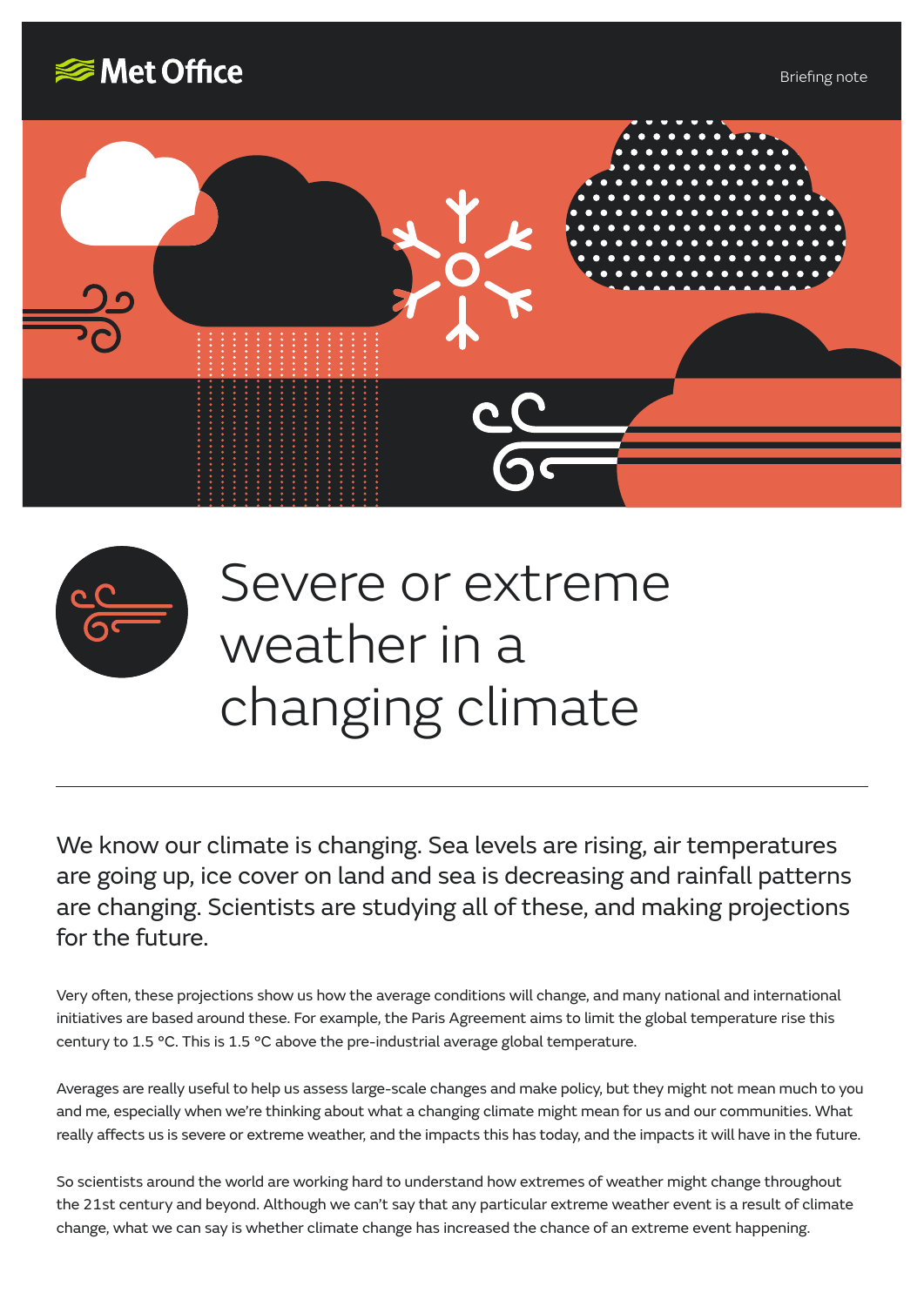Met Office

Briefing note

# Severe or extreme weather in a changing climate

We know our climate is changing. Sea levels are rising, air temperatures are going up, ice cover on land and sea is decreasing and rainfall patterns are changing. Scientists are studying all of these, and making projections for the future.

Very often, these projections show us how the average conditions will change, and many national and international initiatives are based around these. For example, the Paris Agreement aims to limit the global temperature rise this century to 1.5 °C. This is 1.5 °C above the pre-industrial average global temperature.

Averages are really useful to help us assess large-scale changes and make policy, but they might not mean much to you and me, especially when we're thinking about what a changing climate might mean for us and our communities. What really affects us is severe or extreme weather, and the impacts this has today, and the impacts it will have in the future.

So scientists around the world are working hard to understand how extremes of weather might change throughout the 21st century and beyond. Although we can't say that any particular extreme weather event is a result of climate change, what we can say is whether climate change has increased the chance of an extreme event happening.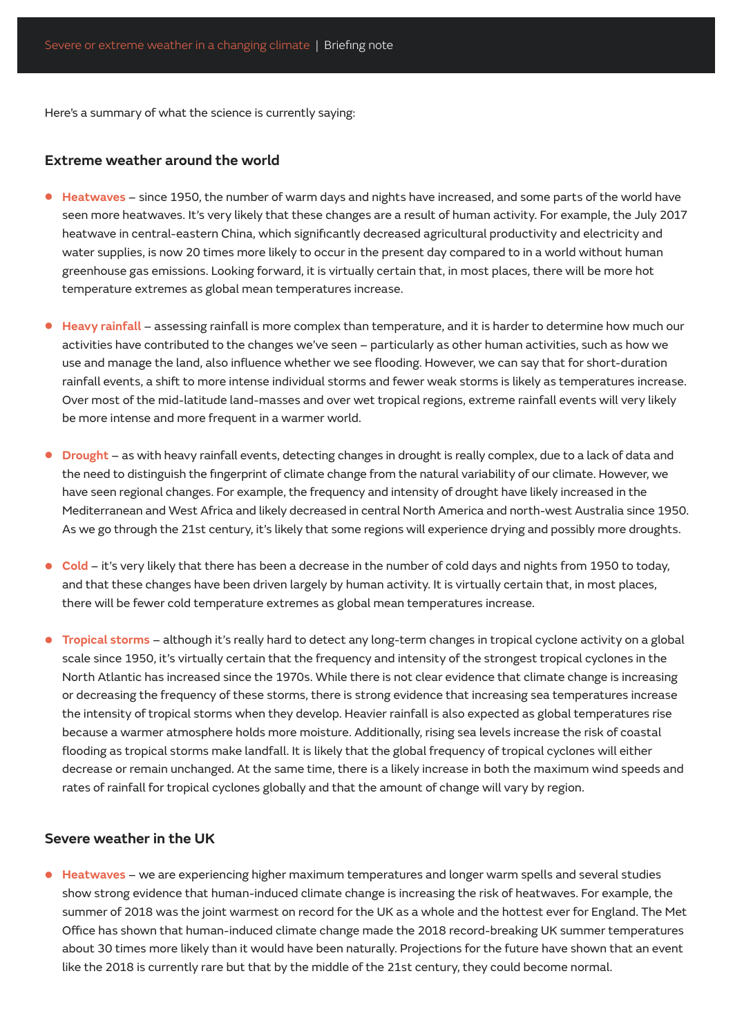Here's a summary of what the science is currently saying:

## Extreme weather around the world

- **Heatwaves** – since 1950, the number of warm days and nights have increased, and some parts of the world have seen more heatwaves. It's very likely that these changes are a result of human activity. For example, the July 2017 heatwave in central-eastern China, which significantly decreased agricultural productivity and electricity and water supplies, is now 20 times more likely to occur in the present day compared to in a world without human greenhouse gas emissions. Looking forward, it is virtually certain that, in most places, there will be more hot temperature extremes as global mean temperatures increase.

- **Heavy rainfall** – assessing rainfall is more complex than temperature, and it is harder to determine how much our activities have contributed to the changes we've seen – particularly as other human activities, such as how we use and manage the land, also influence whether we see flooding. However, we can say that for short-duration rainfall events, a shift to more intense individual storms and fewer weak storms is likely as temperatures increase. Over most of the mid-latitude land-masses and over wet tropical regions, extreme rainfall events will very likely be more intense and more frequent in a warmer world.

- **Drought** – as with heavy rainfall events, detecting changes in drought is really complex, due to a lack of data and the need to distinguish the fingerprint of climate change from the natural variability of our climate. However, we have seen regional changes. For example, the frequency and intensity of drought have likely increased in the Mediterranean and West Africa and likely decreased in central North America and north-west Australia since 1950. As we go through the 21st century, it's likely that some regions will experience drying and possibly more droughts.

- **Cold** – it's very likely that there has been a decrease in the number of cold days and nights from 1950 to today, and that these changes have been driven largely by human activity. It is virtually certain that, in most places, there will be fewer cold temperature extremes as global mean temperatures increase.

- **Tropical storms** – although it's really hard to detect any long-term changes in tropical cyclone activity on a global scale since 1950, it's virtually certain that the frequency and intensity of the strongest tropical cyclones in the North Atlantic has increased since the 1970s. While there is not clear evidence that climate change is increasing or decreasing the frequency of these storms, there is strong evidence that increasing sea temperatures increase the intensity of tropical storms when they develop. Heavier rainfall is also expected as global temperatures rise because a warmer atmosphere holds more moisture. Additionally, rising sea levels increase the risk of coastal flooding as tropical storms make landfall. It is likely that the global frequency of tropical cyclones will either decrease or remain unchanged. At the same time, there is a likely increase in both the maximum wind speeds and rates of rainfall for tropical cyclones globally and that the amount of change will vary by region.

## Severe weather in the UK

- **Heatwaves** – we are experiencing higher maximum temperatures and longer warm spells and several studies show strong evidence that human-induced climate change is increasing the risk of heatwaves. For example, the summer of 2018 was the joint warmest on record for the UK as a whole and the hottest ever for England. The Met Office has shown that human-induced climate change made the 2018 record-breaking UK summer temperatures about 30 times more likely than it would have been naturally. Projections for the future have shown that an event like the 2018 is currently rare but that by the middle of the 21st century, they could become normal.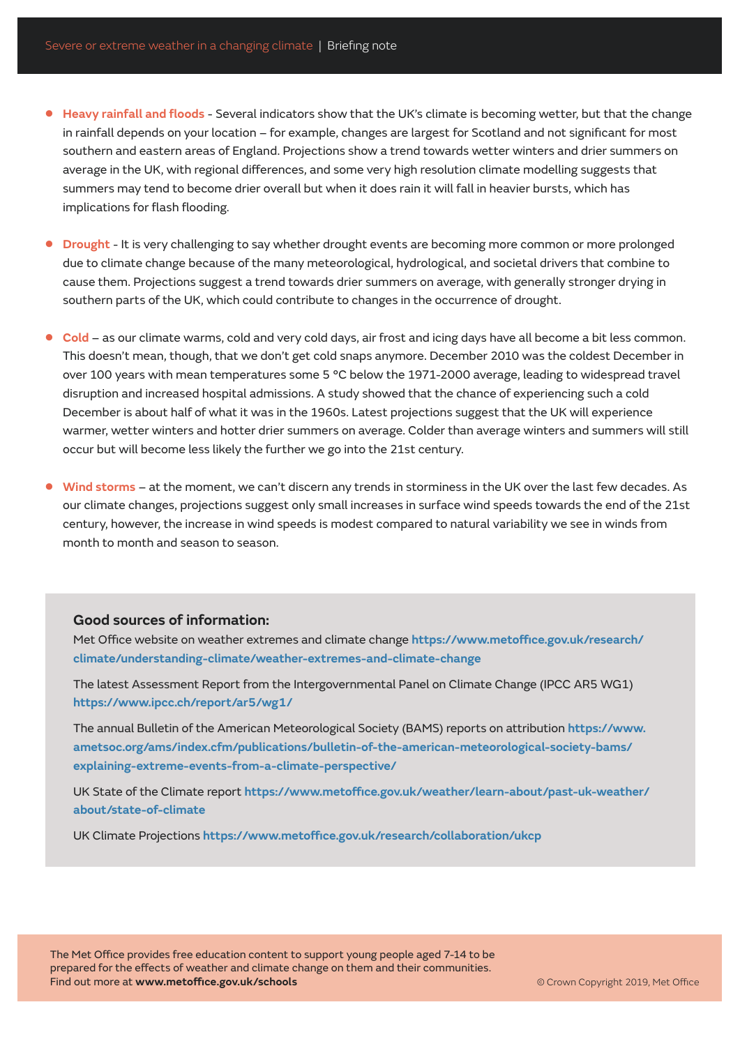- **Heavy rainfall and floods** - Several indicators show that the UK's climate is becoming wetter, but that the change in rainfall depends on your location – for example, changes are largest for Scotland and not significant for most southern and eastern areas of England. Projections show a trend towards wetter winters and drier summers on average in the UK, with regional differences, and some very high resolution climate modelling suggests that summers may tend to become drier overall but when it does rain it will fall in heavier bursts, which has implications for flash flooding.

- **Drought** - It is very challenging to say whether drought events are becoming more common or more prolonged due to climate change because of the many meteorological, hydrological, and societal drivers that combine to cause them. Projections suggest a trend towards drier summers on average, with generally stronger drying in southern parts of the UK, which could contribute to changes in the occurrence of drought.

- **Cold** – as our climate warms, cold and very cold days, air frost and icing days have all become a bit less common. This doesn't mean, though, that we don't get cold snaps anymore. December 2010 was the coldest December in over 100 years with mean temperatures some 5 °C below the 1971-2000 average, leading to widespread travel disruption and increased hospital admissions. A study showed that the chance of experiencing such a cold December is about half of what it was in the 1960s. Latest projections suggest that the UK will experience warmer, wetter winters and hotter drier summers on average. Colder than average winters and summers will still occur but will become less likely the further we go into the 21st century.

- **Wind storms** – at the moment, we can't discern any trends in storminess in the UK over the last few decades. As our climate changes, projections suggest only small increases in surface wind speeds towards the end of the 21st century, however, the increase in wind speeds is modest compared to natural variability we see in winds from month to month and season to season.

## Good sources of information:

Met Office website on weather extremes and climate change **https://www.metoffice.gov.uk/research/climate/understanding-climate/weather-extremes-and-climate-change**

The latest Assessment Report from the Intergovernmental Panel on Climate Change (IPCC AR5 WG1) **https://www.ipcc.ch/report/ar5/wg1/**

The annual Bulletin of the American Meteorological Society (BAMS) reports on attribution **https://www.ametsoc.org/ams/index.cfm/publications/bulletin-of-the-american-meteorological-society-bams/explaining-extreme-events-from-a-climate-perspective/**

UK State of the Climate report **https://www.metoffice.gov.uk/weather/learn-about/past-uk-weather/about/state-of-climate**

UK Climate Projections **https://www.metoffice.gov.uk/research/collaboration/ukcp**

The Met Office provides free education content to support young people aged 7-14 to be prepared for the effects of weather and climate change on them and their communities. Find out more at **www.metoffice.gov.uk/schools**

© Crown Copyright 2019, Met Office